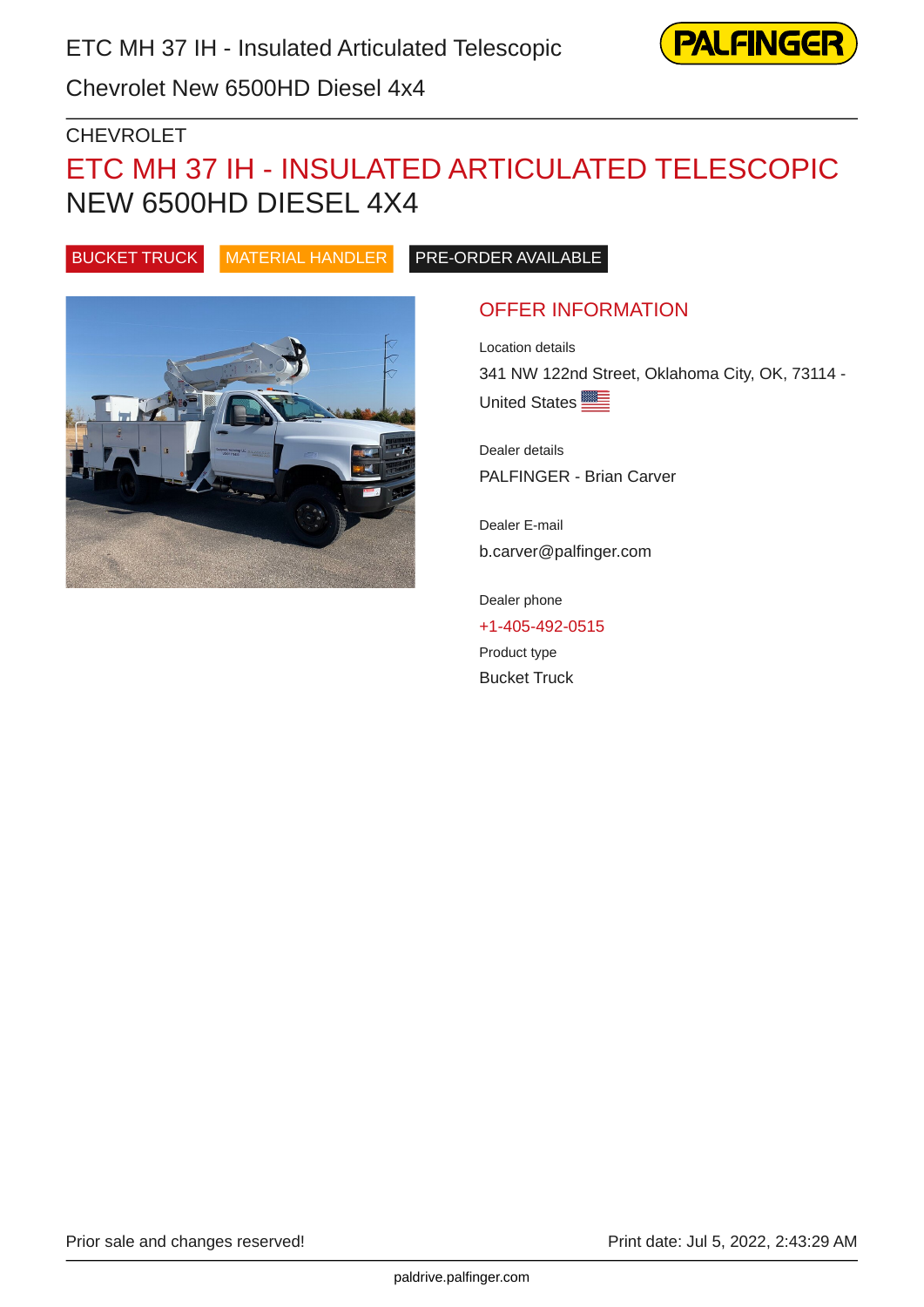ETC MH 37 IH - Insulated Articulated Telescopic

Chevrolet New 6500HD Diesel 4x4

CHEVROLET

# ETC MH 37 IH - INSULATED ARTICULATED TELESCOPIC NEW 6500HD DIESEL 4X4

BUCKET TRUCK | MATERIAL HANDLER | PRE-ORDER AVAILABLE

## OFFER INFORMATION

Location details

341 NW 122nd Street, Oklahoma City, OK, 73114 - United States

Dealer details

PALFINGER - Brian Carver

Dealer E-mail

b.carver@palfinger.com

Dealer phone

+1-405-492-0515

Product type

Bucket Truck

Prior sale and changes reserved!

Print date: Jul 5, 2022, 2:43:29 AM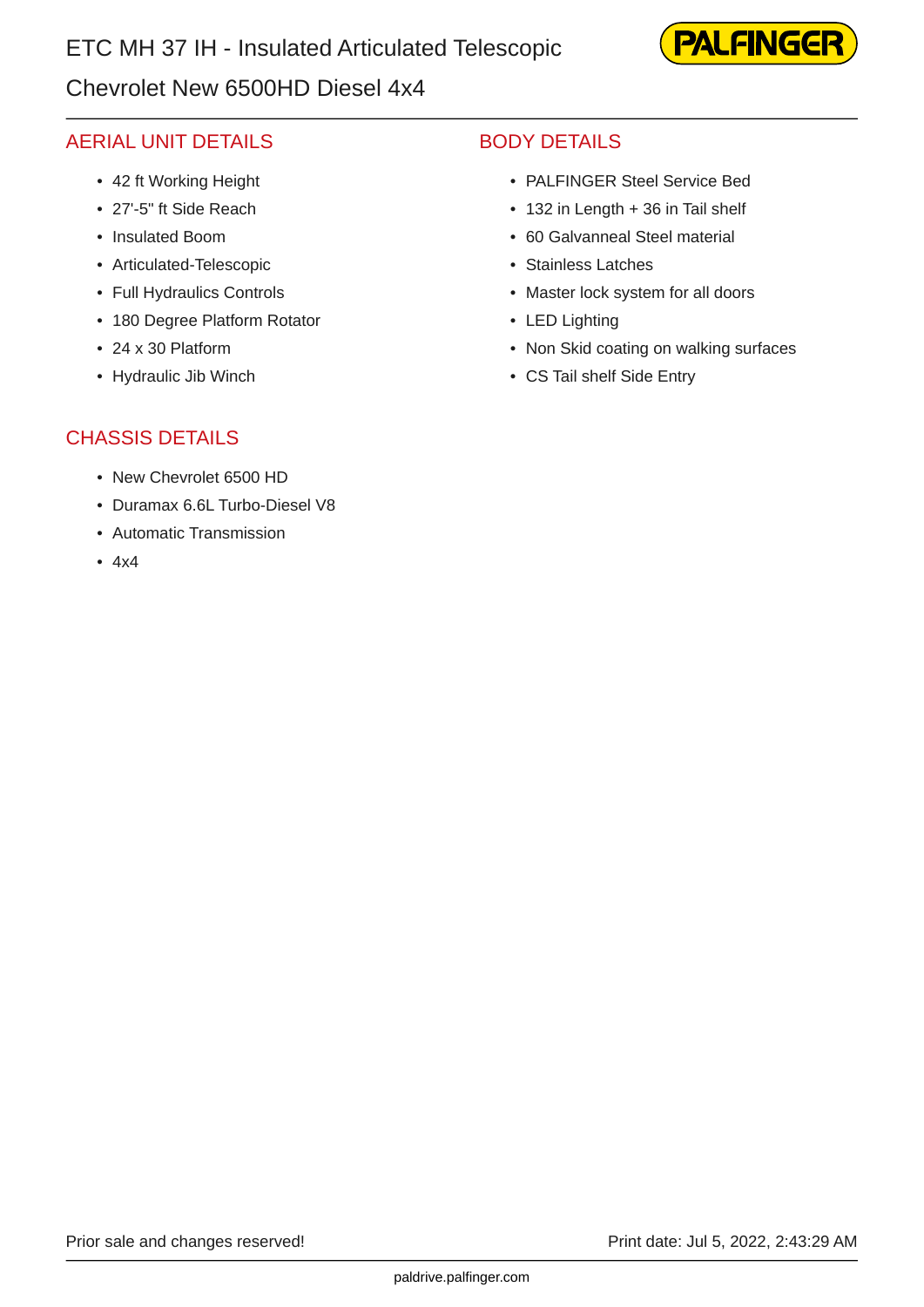# ETC MH 37 IH - Insulated Articulated Telescopic

## Chevrolet New 6500HD Diesel 4x4

## AERIAL UNIT DETAILS

- 42 ft Working Height
- 27'-5" ft Side Reach
- Insulated Boom
- Articulated-Telescopic
- Full Hydraulics Controls
- 180 Degree Platform Rotator
- 24 x 30 Platform
- Hydraulic Jib Winch

## CHASSIS DETAILS

- New Chevrolet 6500 HD
- Duramax 6.6L Turbo-Diesel V8
- Automatic Transmission
- 4x4

## BODY DETAILS

- PALFINGER Steel Service Bed
- 132 in Length + 36 in Tail shelf
- 60 Galvanneal Steel material
- Stainless Latches
- Master lock system for all doors
- LED Lighting
- Non Skid coating on walking surfaces
- CS Tail shelf Side Entry

Prior sale and changes reserved!

Print date: Jul 5, 2022, 2:43:29 AM

paldrive.palfinger.com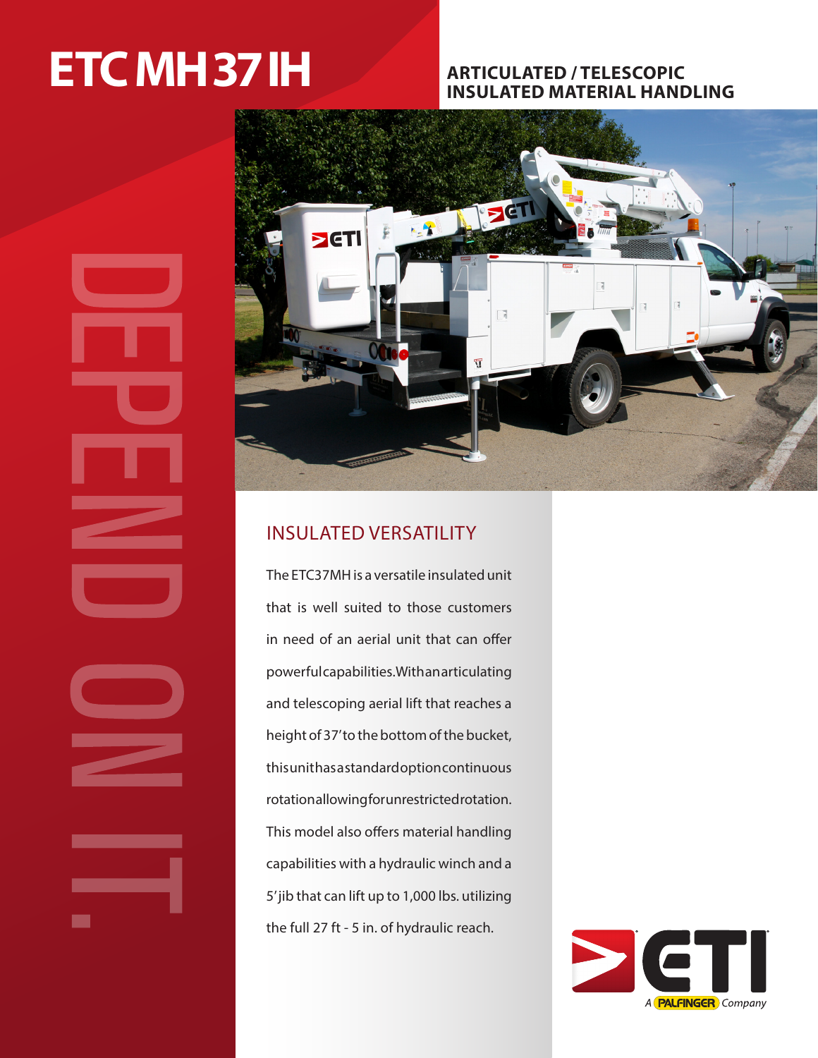# ETC MH 37 IH

## ARTICULATED / TELESCOPIC INSULATED MATERIAL HANDLING

DEPEND ON IT.

## INSULATED VERSATILITY

The ETC37MH is a versatile insulated unit that is well suited to those customers in need of an aerial unit that can offer powerful capabilities. With an articulating and telescoping aerial lift that reaches a height of 37' to the bottom of the bucket, this unit has a standard option continuous rotation allowing for unrestricted rotation. This model also offers material handling capabilities with a hydraulic winch and a 5' jib that can lift up to 1,000 lbs. utilizing the full 27 ft - 5 in. of hydraulic reach.

ETI A PALFINGER Company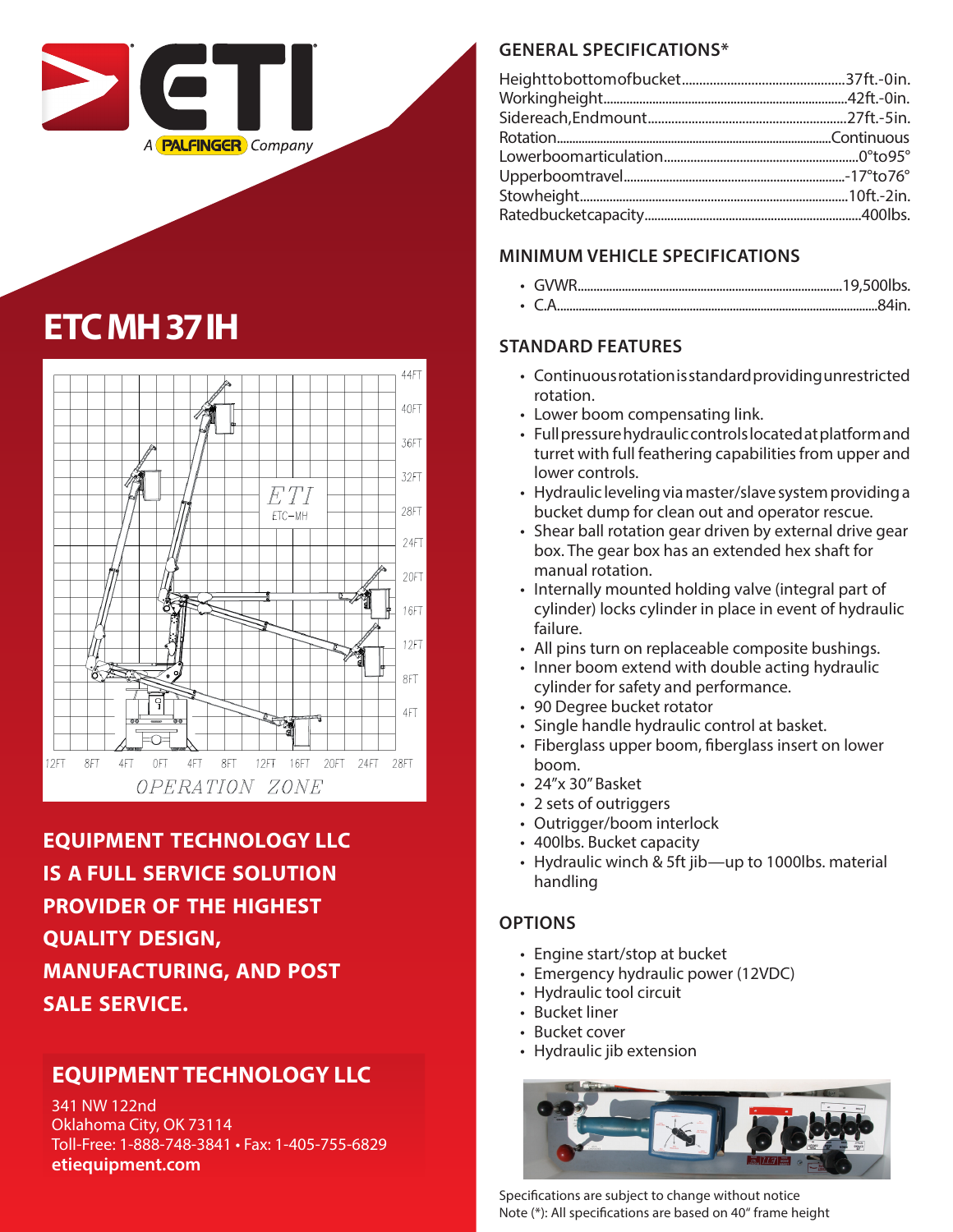# ETC MH 37 IH

ETI
ETC–MH

44FT
40FT
36FT
32FT
28FT
24FT
20FT
16FT
12FT
8FT
4FT

12FT 8FT 4FT 0FT 4FT 8FT 12FT 16FT 20FT 24FT 28FT

OPERATION ZONE

**EQUIPMENT TECHNOLOGY LLC IS A FULL SERVICE SOLUTION PROVIDER OF THE HIGHEST QUALITY DESIGN, MANUFACTURING, AND POST SALE SERVICE.**

## EQUIPMENT TECHNOLOGY LLC

341 NW 122nd
Oklahoma City, OK 73114
Toll-Free: 1-888-748-3841 • Fax: 1-405-755-6829
**etiequipment.com**

## GENERAL SPECIFICATIONS*

| | |
|---|---|
| Height to bottom of bucket | 37ft.-0in. |
| Working height | 42ft.-0in. |
| Side reach, End mount | 27ft.-5in. |
| Rotation | Continuous |
| Lower boom articulation | 0° to 95° |
| Upper boom travel | -17° to 76° |
| Stow height | 10ft.-2in. |
| Rated bucket capacity | 400lbs. |

## MINIMUM VEHICLE SPECIFICATIONS

- GVWR....19,500lbs.
- C.A....84in.

## STANDARD FEATURES

- Continuous rotation is standard providing unrestricted rotation.
- Lower boom compensating link.
- Full pressure hydraulic controls located at platform and turret with full feathering capabilities from upper and lower controls.
- Hydraulic leveling via master/slave system providing a bucket dump for clean out and operator rescue.
- Shear ball rotation gear driven by external drive gear box. The gear box has an extended hex shaft for manual rotation.
- Internally mounted holding valve (integral part of cylinder) locks cylinder in place in event of hydraulic failure.
- All pins turn on replaceable composite bushings.
- Inner boom extend with double acting hydraulic cylinder for safety and performance.
- 90 Degree bucket rotator
- Single handle hydraulic control at basket.
- Fiberglass upper boom, fiberglass insert on lower boom.
- 24" x 30" Basket
- 2 sets of outriggers
- Outrigger/boom interlock
- 400lbs. Bucket capacity
- Hydraulic winch & 5ft jib—up to 1000lbs. material handling

## OPTIONS

- Engine start/stop at bucket
- Emergency hydraulic power (12VDC)
- Hydraulic tool circuit
- Bucket liner
- Bucket cover
- Hydraulic jib extension

Specifications are subject to change without notice
Note (*): All specifications are based on 40" frame height